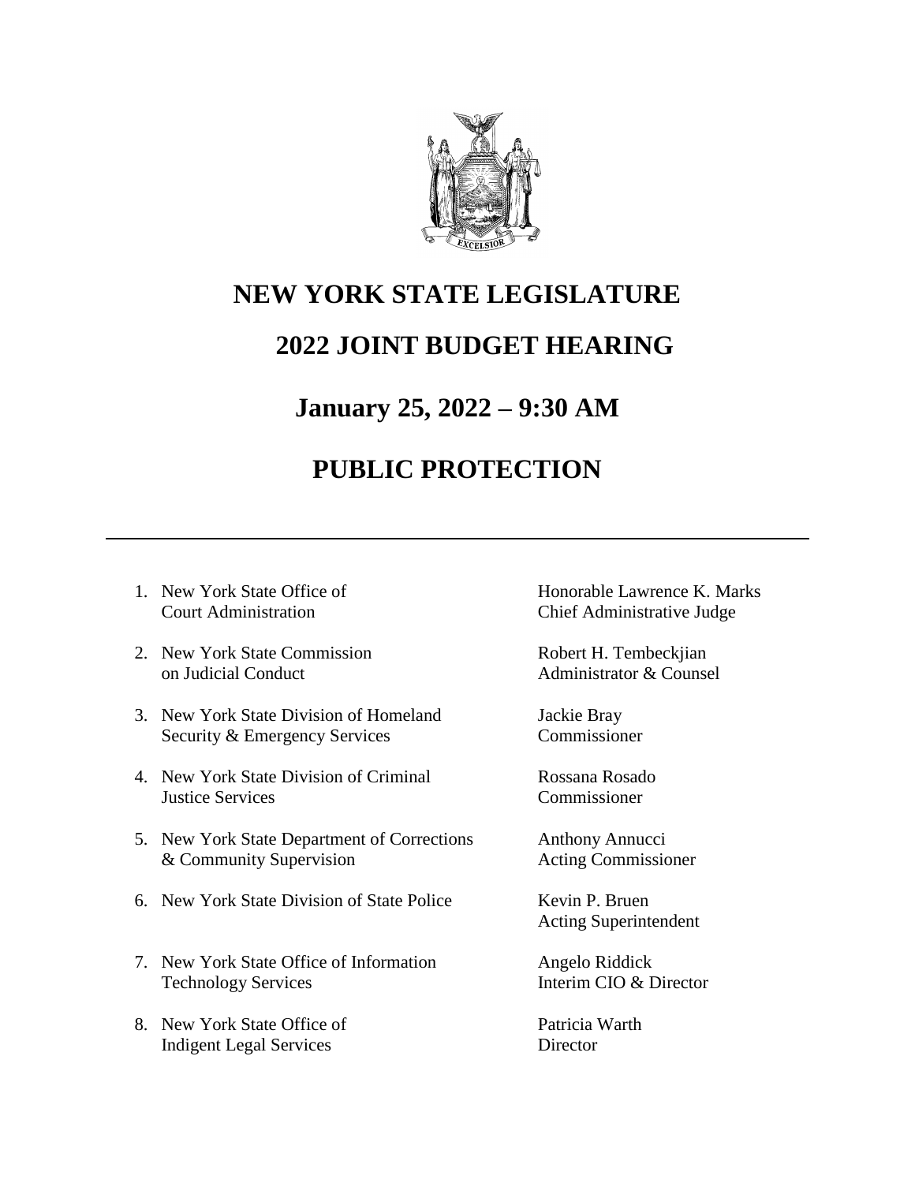# NEW YORK STATE LEGISLATURE

## 2022 JOINT BUDGET HEARING

## January 25, 2022 – 9:30 AM

## PUBLIC PROTECTION

---

1. New York State Office of Court Administration — Honorable Lawrence K. Marks, Chief Administrative Judge

2. New York State Commission on Judicial Conduct — Robert H. Tembeckjian, Administrator & Counsel

3. New York State Division of Homeland Security & Emergency Services — Jackie Bray, Commissioner

4. New York State Division of Criminal Justice Services — Rossana Rosado, Commissioner

5. New York State Department of Corrections & Community Supervision — Anthony Annucci, Acting Commissioner

6. New York State Division of State Police — Kevin P. Bruen, Acting Superintendent

7. New York State Office of Information Technology Services — Angelo Riddick, Interim CIO & Director

8. New York State Office of Indigent Legal Services — Patricia Warth, Director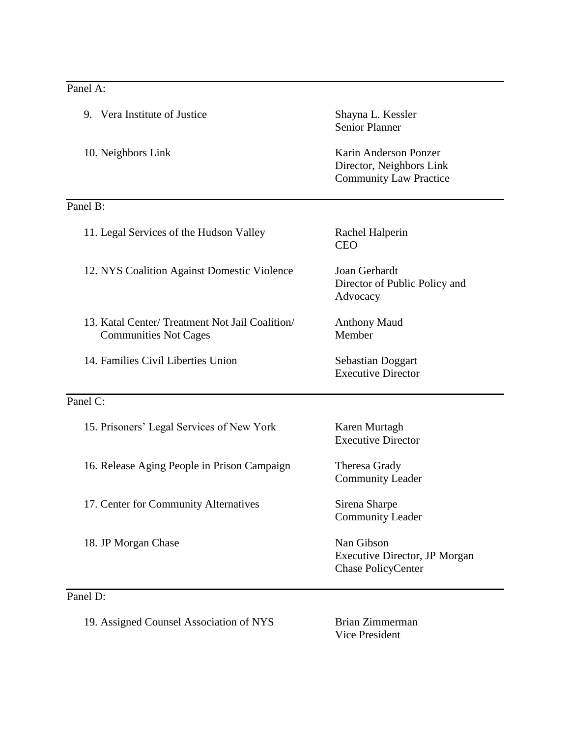Panel A:

| | |
|---|---|
| 9. Vera Institute of Justice | Shayna L. Kessler<br>Senior Planner |
| 10. Neighbors Link | Karin Anderson Ponzer<br>Director, Neighbors Link<br>Community Law Practice |

Panel B:

| | |
|---|---|
| 11. Legal Services of the Hudson Valley | Rachel Halperin<br>CEO |
| 12. NYS Coalition Against Domestic Violence | Joan Gerhardt<br>Director of Public Policy and<br>Advocacy |
| 13. Katal Center/ Treatment Not Jail Coalition/<br>Communities Not Cages | Anthony Maud<br>Member |
| 14. Families Civil Liberties Union | Sebastian Doggart<br>Executive Director |

Panel C:

| | |
|---|---|
| 15. Prisoners' Legal Services of New York | Karen Murtagh<br>Executive Director |
| 16. Release Aging People in Prison Campaign | Theresa Grady<br>Community Leader |
| 17. Center for Community Alternatives | Sirena Sharpe<br>Community Leader |
| 18. JP Morgan Chase | Nan Gibson<br>Executive Director, JP Morgan<br>Chase PolicyCenter |

Panel D:

| | |
|---|---|
| 19. Assigned Counsel Association of NYS | Brian Zimmerman<br>Vice President |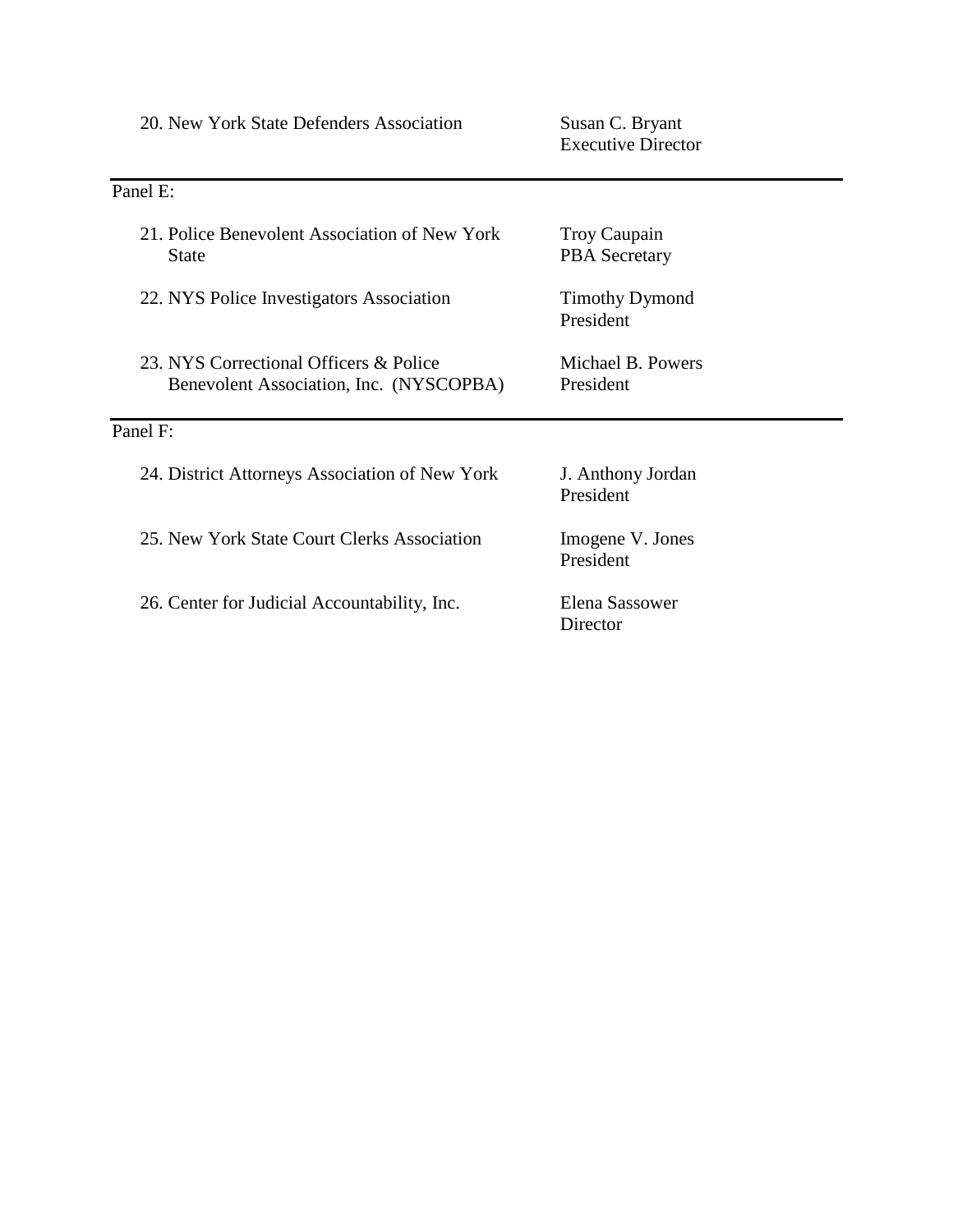| | |
|---|---|
| 20. New York State Defenders Association | Susan C. Bryant<br>Executive Director |

Panel E:

| | |
|---|---|
| 21. Police Benevolent Association of New York State | Troy Caupain<br>PBA Secretary |
| 22. NYS Police Investigators Association | Timothy Dymond<br>President |
| 23. NYS Correctional Officers & Police Benevolent Association, Inc. (NYSCOPBA) | Michael B. Powers<br>President |

Panel F:

| | |
|---|---|
| 24. District Attorneys Association of New York | J. Anthony Jordan<br>President |
| 25. New York State Court Clerks Association | Imogene V. Jones<br>President |
| 26. Center for Judicial Accountability, Inc. | Elena Sassower<br>Director |